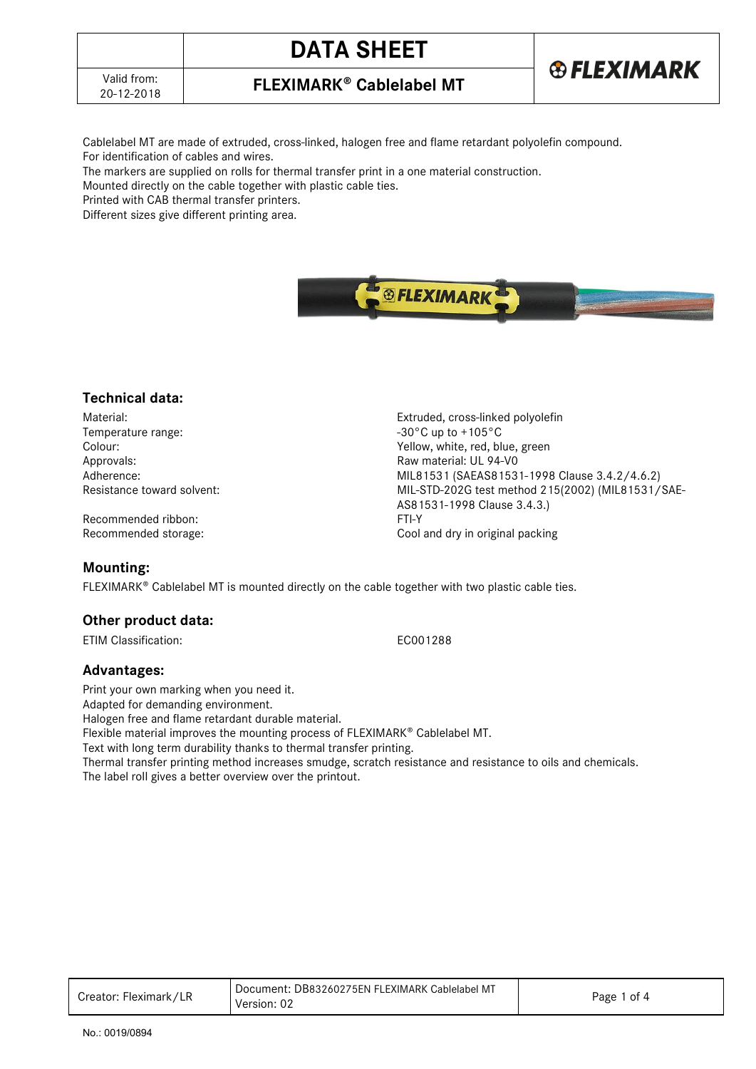# DATA SHEET

Valid from: 20-12-2018

## FLEXIMARK® Cablelabel MT

Cablelabel MT are made of extruded, cross-linked, halogen free and flame retardant polyolefin compound.
For identification of cables and wires.
The markers are supplied on rolls for thermal transfer print in a one material construction.
Mounted directly on the cable together with plastic cable ties.
Printed with CAB thermal transfer printers.
Different sizes give different printing area.

### Technical data:

| | |
|---|---|
| Material: | Extruded, cross-linked polyolefin |
| Temperature range: | -30°C up to +105°C |
| Colour: | Yellow, white, red, blue, green |
| Approvals: | Raw material: UL 94-V0 |
| Adherence: | MIL81531 (SAEAS81531-1998 Clause 3.4.2/4.6.2) |
| Resistance toward solvent: | MIL-STD-202G test method 215(2002) (MIL81531/SAE-AS81531-1998 Clause 3.4.3.) |
| Recommended ribbon: | FTI-Y |
| Recommended storage: | Cool and dry in original packing |

### Mounting:

FLEXIMARK® Cablelabel MT is mounted directly on the cable together with two plastic cable ties.

### Other product data:

| | |
|---|---|
| ETIM Classification: | EC001288 |

### Advantages:

Print your own marking when you need it.
Adapted for demanding environment.
Halogen free and flame retardant durable material.
Flexible material improves the mounting process of FLEXIMARK® Cablelabel MT.
Text with long term durability thanks to thermal transfer printing.
Thermal transfer printing method increases smudge, scratch resistance and resistance to oils and chemicals.
The label roll gives a better overview over the printout.

| Creator: Fleximark/LR | Document: DB83260275EN FLEXIMARK Cablelabel MT Version: 02 |
|---|---|

No.: 0019/0894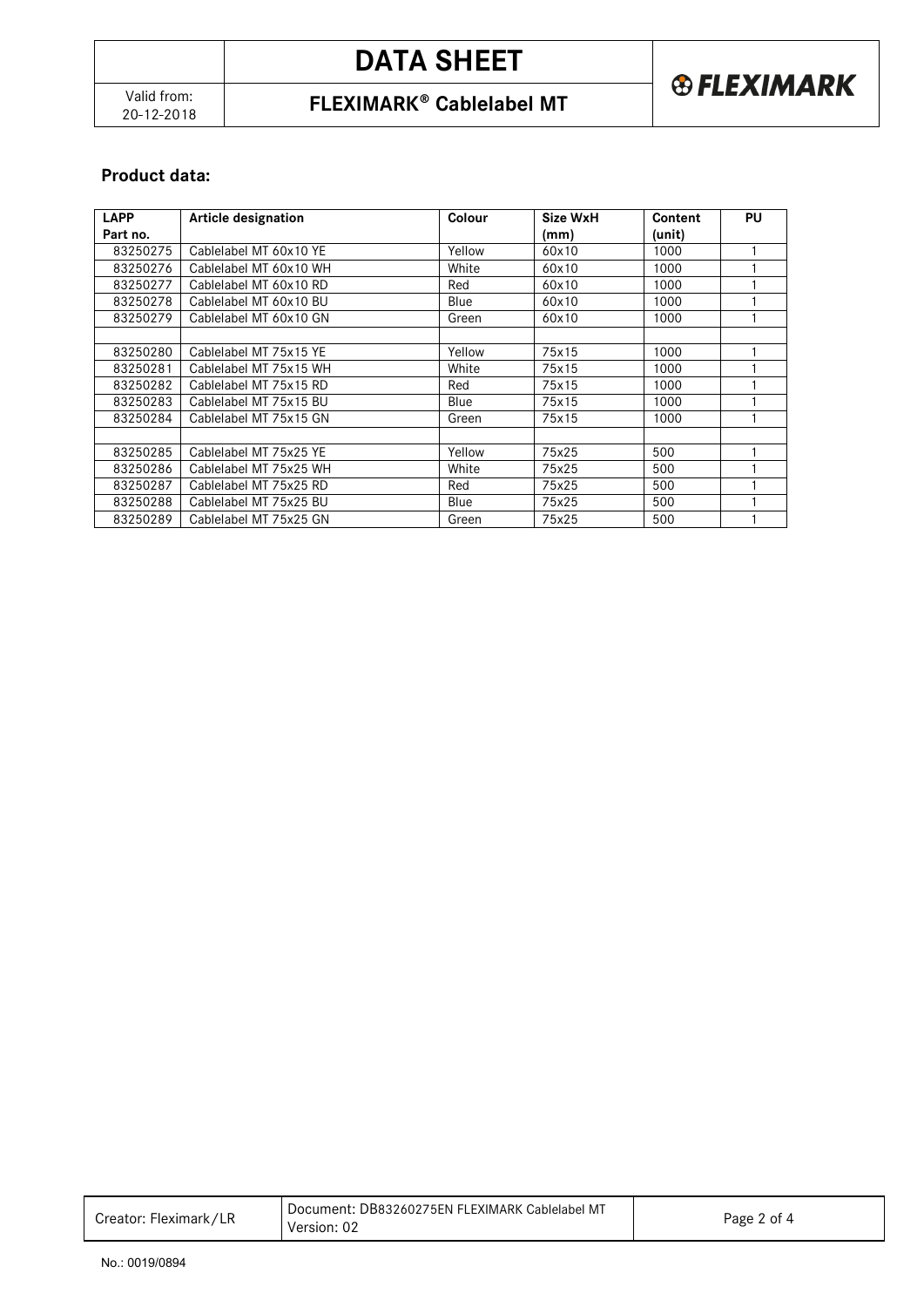## Product data:

| LAPP Part no. | Article designation | Colour | Size WxH (mm) | Content (unit) | PU |
|---|---|---|---|---|---|
| 83250275 | Cablelabel MT 60x10 YE | Yellow | 60x10 | 1000 | 1 |
| 83250276 | Cablelabel MT 60x10 WH | White | 60x10 | 1000 | 1 |
| 83250277 | Cablelabel MT 60x10 RD | Red | 60x10 | 1000 | 1 |
| 83250278 | Cablelabel MT 60x10 BU | Blue | 60x10 | 1000 | 1 |
| 83250279 | Cablelabel MT 60x10 GN | Green | 60x10 | 1000 | 1 |
| | | | | | |
| 83250280 | Cablelabel MT 75x15 YE | Yellow | 75x15 | 1000 | 1 |
| 83250281 | Cablelabel MT 75x15 WH | White | 75x15 | 1000 | 1 |
| 83250282 | Cablelabel MT 75x15 RD | Red | 75x15 | 1000 | 1 |
| 83250283 | Cablelabel MT 75x15 BU | Blue | 75x15 | 1000 | 1 |
| 83250284 | Cablelabel MT 75x15 GN | Green | 75x15 | 1000 | 1 |
| | | | | | |
| 83250285 | Cablelabel MT 75x25 YE | Yellow | 75x25 | 500 | 1 |
| 83250286 | Cablelabel MT 75x25 WH | White | 75x25 | 500 | 1 |
| 83250287 | Cablelabel MT 75x25 RD | Red | 75x25 | 500 | 1 |
| 83250288 | Cablelabel MT 75x25 BU | Blue | 75x25 | 500 | 1 |
| 83250289 | Cablelabel MT 75x25 GN | Green | 75x25 | 500 | 1 |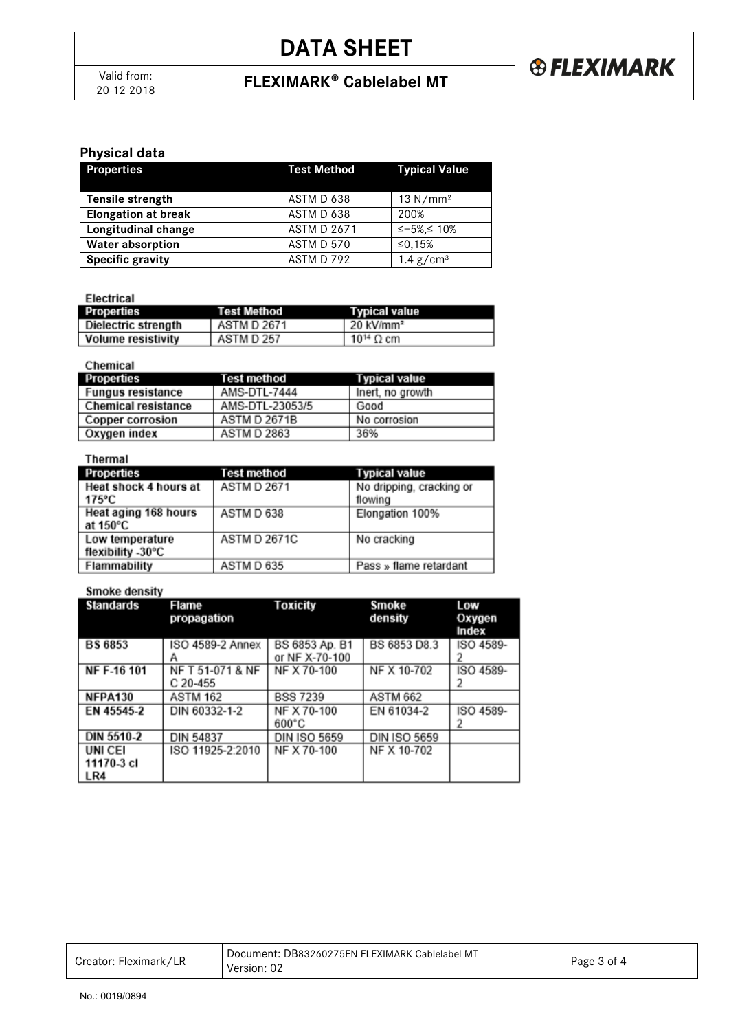## Physical data

| Properties | Test Method | Typical Value |
|---|---|---|
| **Tensile strength** | ASTM D 638 | 13 $N/mm^2$ |
| **Elongation at break** | ASTM D 638 | 200% |
| **Longitudinal change** | ASTM D 2671 | ≤+5%,≤-10% |
| **Water absorption** | ASTM D 570 | ≤0,15% |
| **Specific gravity** | ASTM D 792 | 1.4 $g/cm^3$ |

Electrical

| Properties | Test Method | Typical value |
|---|---|---|
| Dielectric strength | ASTM D 2671 | 20 $kV/mm^2$ |
| Volume resistivity | ASTM D 257 | $10^{14}$ Ω cm |

Chemical

| Properties | Test method | Typical value |
|---|---|---|
| Fungus resistance | AMS-DTL-7444 | Inert, no growth |
| Chemical resistance | AMS-DTL-23053/5 | Good |
| Copper corrosion | ASTM D 2671B | No corrosion |
| Oxygen index | ASTM D 2863 | 36% |

Thermal

| Properties | Test method | Typical value |
|---|---|---|
| Heat shock 4 hours at 175°C | ASTM D 2671 | No dripping, cracking or flowing |
| Heat aging 168 hours at 150°C | ASTM D 638 | Elongation 100% |
| Low temperature flexibility -30°C | ASTM D 2671C | No cracking |
| Flammability | ASTM D 635 | Pass » flame retardant |

Smoke density

| Standards | Flame propagation | Toxicity | Smoke density | Low Oxygen Index |
|---|---|---|---|---|
| BS 6853 | ISO 4589-2 Annex A | BS 6853 Ap. B1 or NF X-70-100 | BS 6853 D8.3 | ISO 4589-2 |
| NF F-16 101 | NF T 51-071 & NF C 20-455 | NF X 70-100 | NF X 10-702 | ISO 4589-2 |
| NFPA130 | ASTM 162 | BSS 7239 | ASTM 662 | |
| EN 45545-2 | DIN 60332-1-2 | NF X 70-100 600°C | EN 61034-2 | ISO 4589-2 |
| DIN 5510-2 | DIN 54837 | DIN ISO 5659 | DIN ISO 5659 | |
| UNI CEI 11170-3 cl LR4 | ISO 11925-2:2010 | NF X 70-100 | NF X 10-702 | |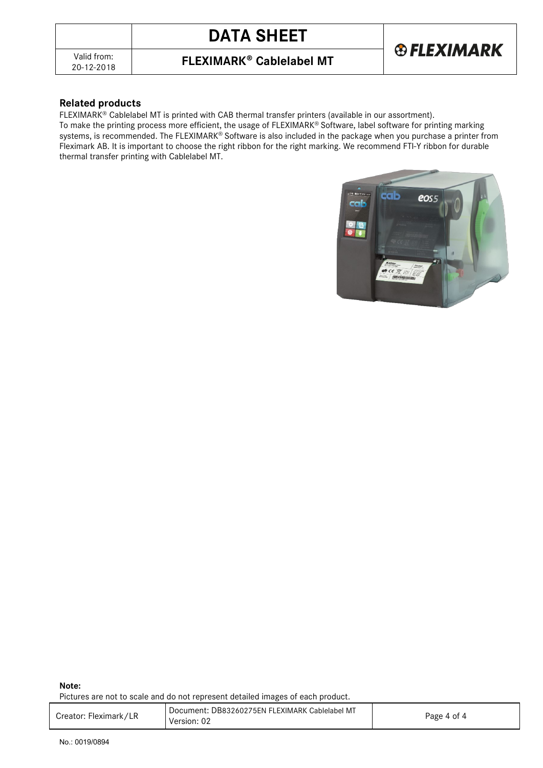## Related products

FLEXIMARK® Cablelabel MT is printed with CAB thermal transfer printers (available in our assortment).
To make the printing process more efficient, the usage of FLEXIMARK® Software, label software for printing marking systems, is recommended. The FLEXIMARK® Software is also included in the package when you purchase a printer from Fleximark AB. It is important to choose the right ribbon for the right marking. We recommend FTI-Y ribbon for durable thermal transfer printing with Cablelabel MT.

**Note:**
Pictures are not to scale and do not represent detailed images of each product.